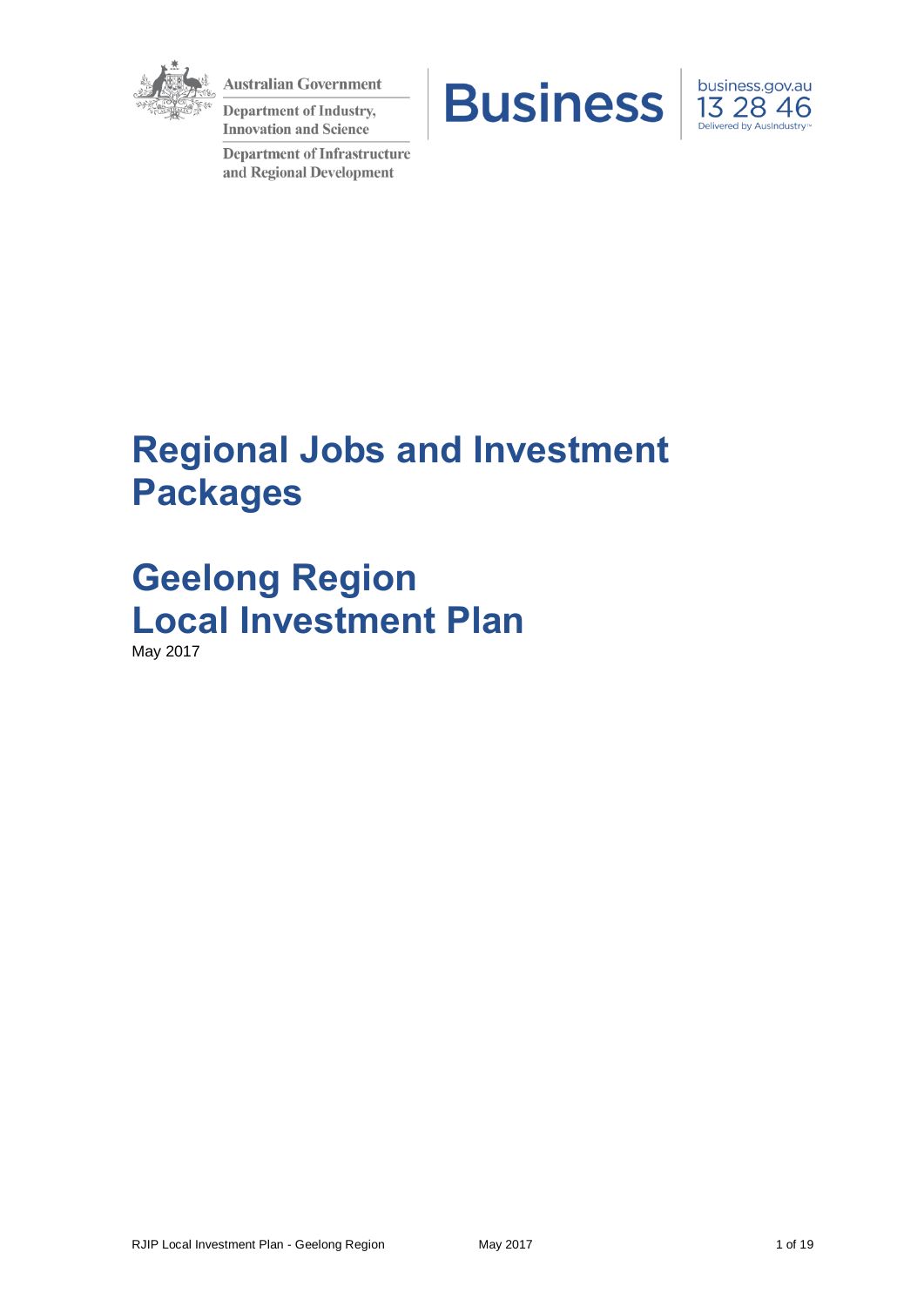Australian Government

Department of Industry, Innovation and Science

Department of Infrastructure and Regional Development

Business

business.gov.au
13 28 46
Delivered by AusIndustry

# Regional Jobs and Investment Packages

# Geelong Region Local Investment Plan

May 2017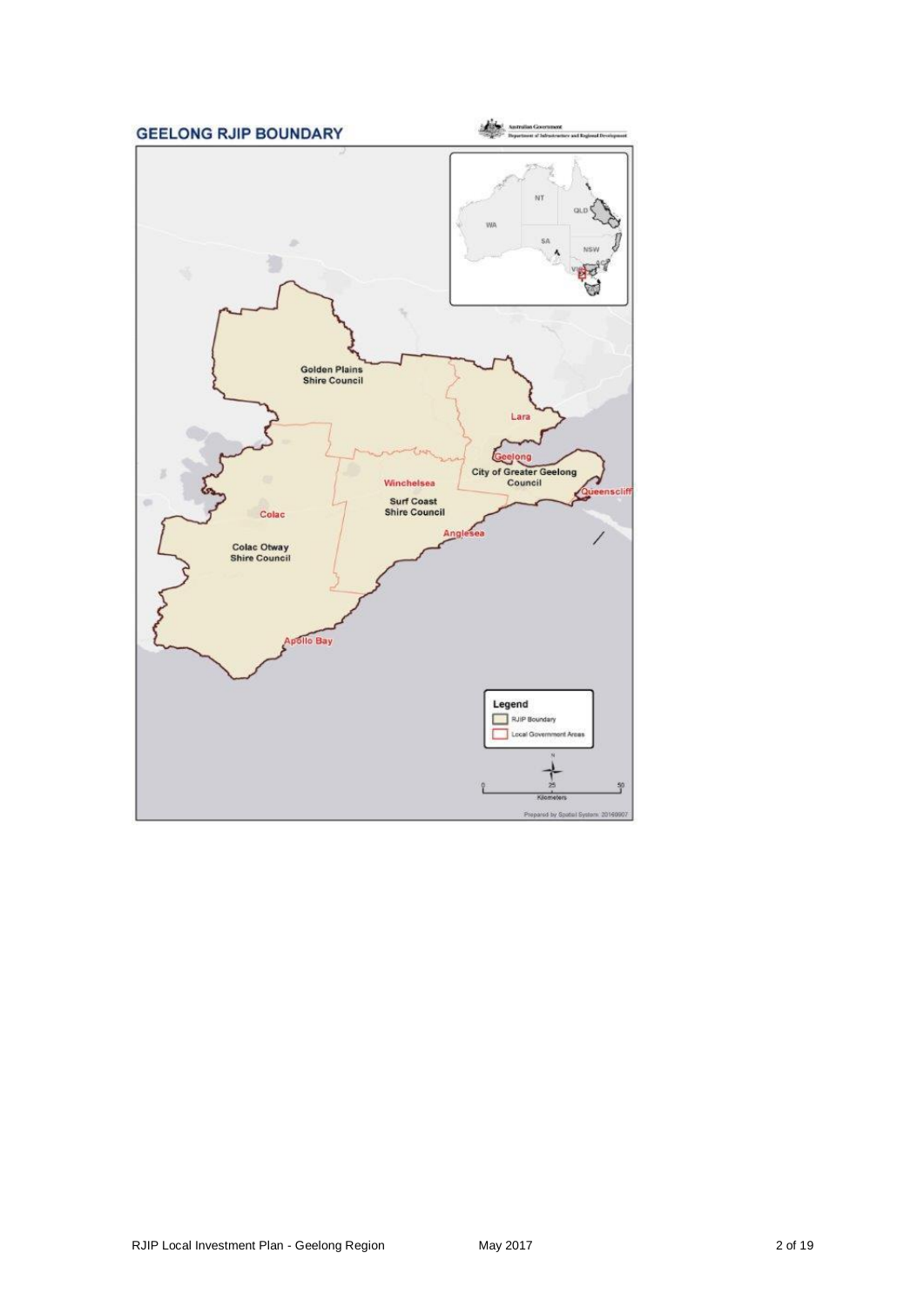# GEELONG RJIP BOUNDARY

Australian Government
Department of Infrastructure and Regional Development

Golden Plains Shire Council

Lara

Geelong

City of Greater Geelong Council

Queenscliff

Winchelsea

Surf Coast Shire Council

Colac

Anglesea

Colac Otway Shire Council

Apollo Bay

NT

QLD

WA

SA

NSW

**Legend**

- RJIP Boundary
- Local Government Areas

N

0 25 50

Kilometers

Prepared by Spatial System: 20160907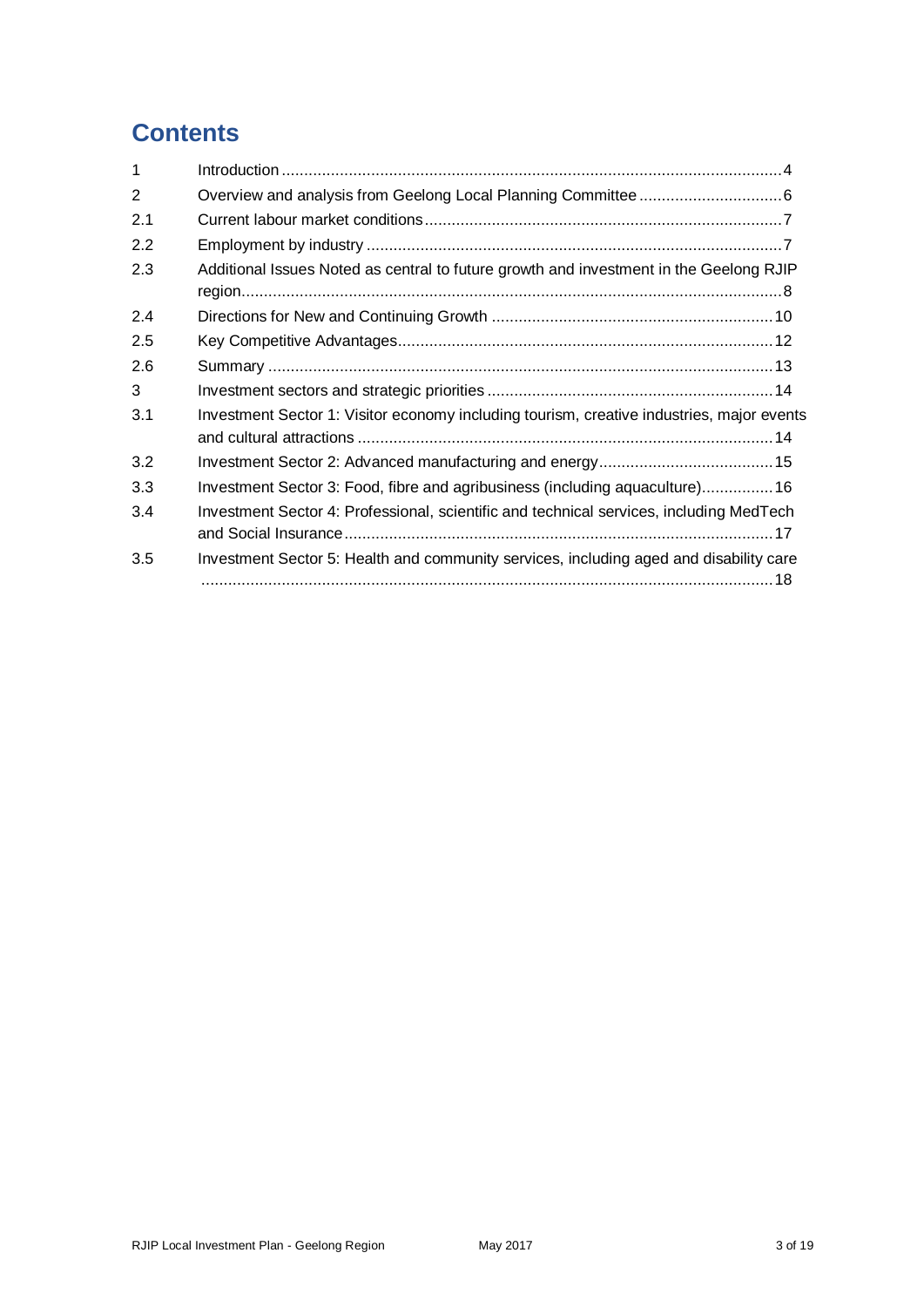# Contents

| | | |
|---|---|---|
| 1 | Introduction | 4 |
| 2 | Overview and analysis from Geelong Local Planning Committee | 6 |
| 2.1 | Current labour market conditions | 7 |
| 2.2 | Employment by industry | 7 |
| 2.3 | Additional Issues Noted as central to future growth and investment in the Geelong RJIP region | 8 |
| 2.4 | Directions for New and Continuing Growth | 10 |
| 2.5 | Key Competitive Advantages | 12 |
| 2.6 | Summary | 13 |
| 3 | Investment sectors and strategic priorities | 14 |
| 3.1 | Investment Sector 1: Visitor economy including tourism, creative industries, major events and cultural attractions | 14 |
| 3.2 | Investment Sector 2: Advanced manufacturing and energy | 15 |
| 3.3 | Investment Sector 3: Food, fibre and agribusiness (including aquaculture) | 16 |
| 3.4 | Investment Sector 4: Professional, scientific and technical services, including MedTech and Social Insurance | 17 |
| 3.5 | Investment Sector 5: Health and community services, including aged and disability care | 18 |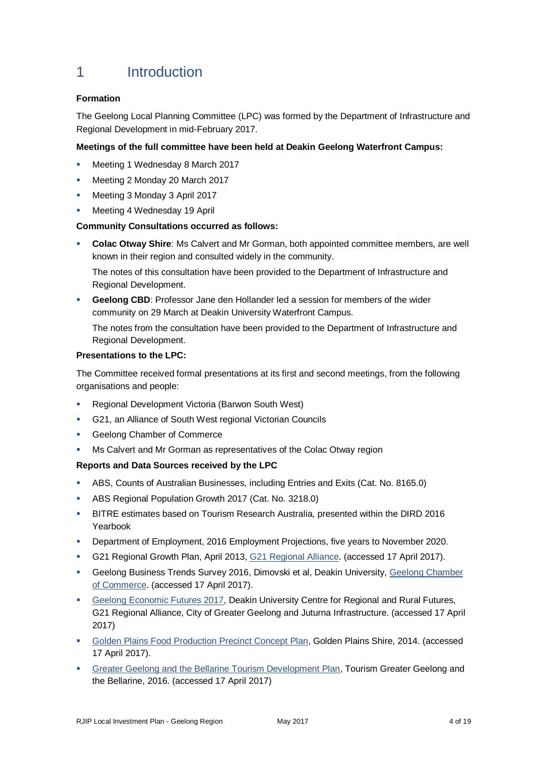# 1 Introduction

**Formation**

The Geelong Local Planning Committee (LPC) was formed by the Department of Infrastructure and Regional Development in mid-February 2017.

**Meetings of the full committee have been held at Deakin Geelong Waterfront Campus:**

- Meeting 1 Wednesday 8 March 2017
- Meeting 2 Monday 20 March 2017
- Meeting 3 Monday 3 April 2017
- Meeting 4 Wednesday 19 April

**Community Consultations occurred as follows:**

- **Colac Otway Shire**: Ms Calvert and Mr Gorman, both appointed committee members, are well known in their region and consulted widely in the community.

  The notes of this consultation have been provided to the Department of Infrastructure and Regional Development.

- **Geelong CBD**: Professor Jane den Hollander led a session for members of the wider community on 29 March at Deakin University Waterfront Campus.

  The notes from the consultation have been provided to the Department of Infrastructure and Regional Development.

**Presentations to the LPC:**

The Committee received formal presentations at its first and second meetings, from the following organisations and people:

- Regional Development Victoria (Barwon South West)
- G21, an Alliance of South West regional Victorian Councils
- Geelong Chamber of Commerce
- Ms Calvert and Mr Gorman as representatives of the Colac Otway region

**Reports and Data Sources received by the LPC**

- ABS, Counts of Australian Businesses, including Entries and Exits (Cat. No. 8165.0)
- ABS Regional Population Growth 2017 (Cat. No. 3218.0)
- BITRE estimates based on Tourism Research Australia, presented within the DIRD 2016 Yearbook
- Department of Employment, 2016 Employment Projections, five years to November 2020.
- G21 Regional Growth Plan, April 2013, G21 Regional Alliance. (accessed 17 April 2017).
- Geelong Business Trends Survey 2016, Dimovski et al, Deakin University, Geelong Chamber of Commerce. (accessed 17 April 2017).
- Geelong Economic Futures 2017, Deakin University Centre for Regional and Rural Futures, G21 Regional Alliance, City of Greater Geelong and Juturna Infrastructure. (accessed 17 April 2017)
- Golden Plains Food Production Precinct Concept Plan, Golden Plains Shire, 2014. (accessed 17 April 2017).
- Greater Geelong and the Bellarine Tourism Development Plan, Tourism Greater Geelong and the Bellarine, 2016. (accessed 17 April 2017)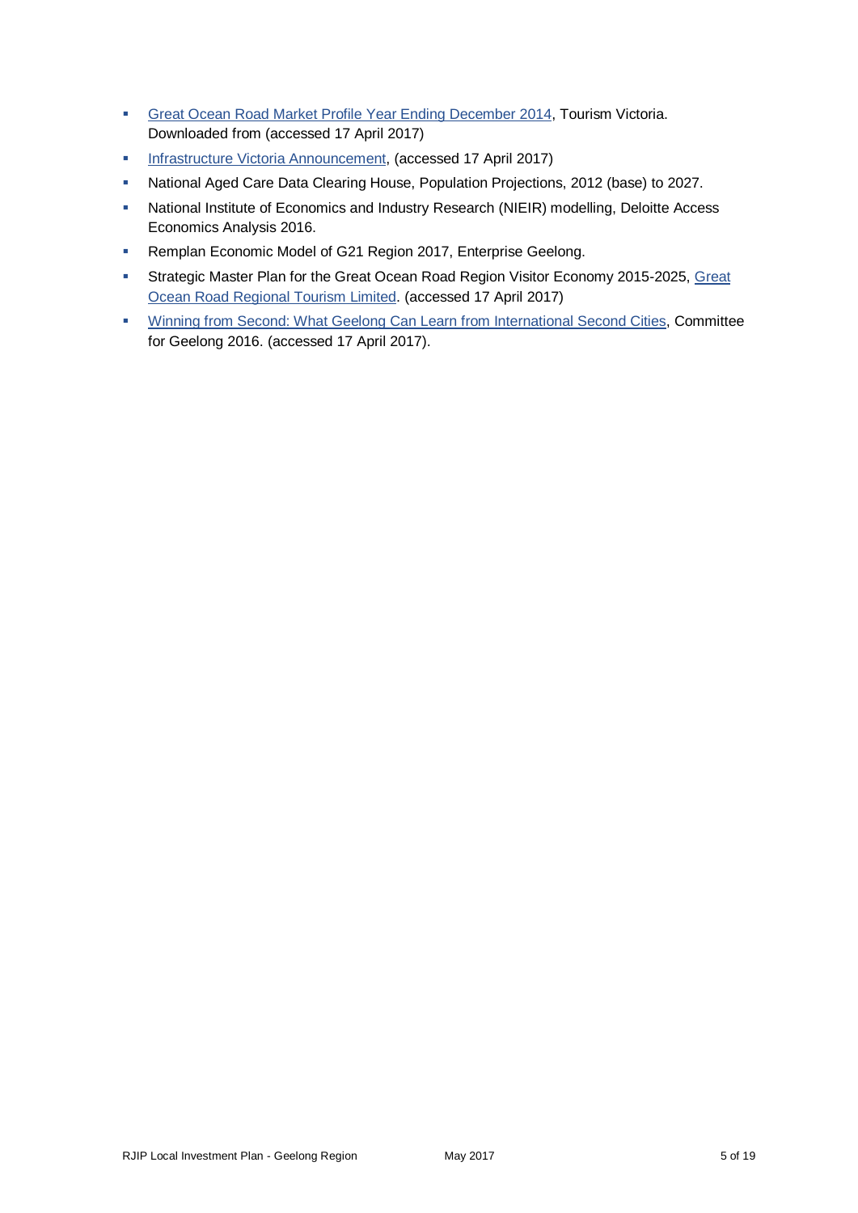- Great Ocean Road Market Profile Year Ending December 2014, Tourism Victoria. Downloaded from (accessed 17 April 2017)
- Infrastructure Victoria Announcement, (accessed 17 April 2017)
- National Aged Care Data Clearing House, Population Projections, 2012 (base) to 2027.
- National Institute of Economics and Industry Research (NIEIR) modelling, Deloitte Access Economics Analysis 2016.
- Remplan Economic Model of G21 Region 2017, Enterprise Geelong.
- Strategic Master Plan for the Great Ocean Road Region Visitor Economy 2015-2025, Great Ocean Road Regional Tourism Limited. (accessed 17 April 2017)
- Winning from Second: What Geelong Can Learn from International Second Cities, Committee for Geelong 2016. (accessed 17 April 2017).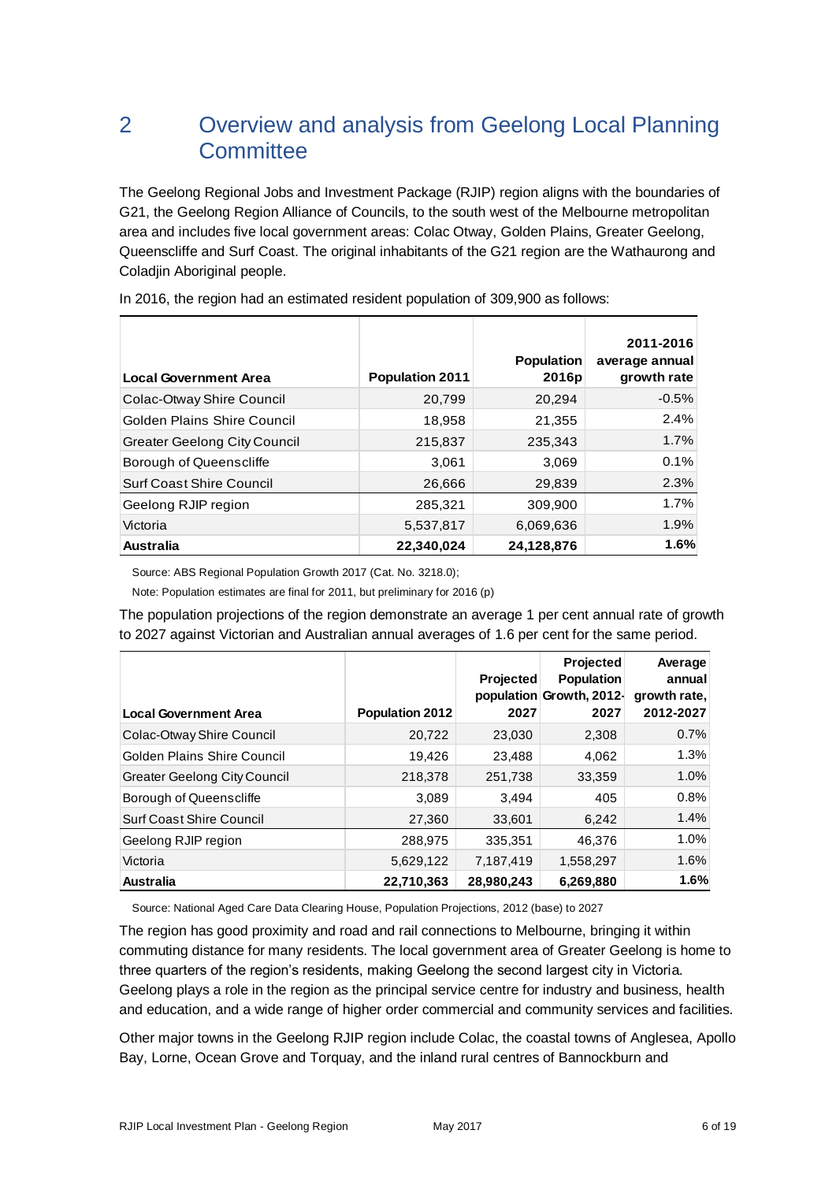# 2 Overview and analysis from Geelong Local Planning Committee

The Geelong Regional Jobs and Investment Package (RJIP) region aligns with the boundaries of G21, the Geelong Region Alliance of Councils, to the south west of the Melbourne metropolitan area and includes five local government areas: Colac Otway, Golden Plains, Greater Geelong, Queenscliffe and Surf Coast. The original inhabitants of the G21 region are the Wathaurong and Coladjin Aboriginal people.

In 2016, the region had an estimated resident population of 309,900 as follows:

| Local Government Area | Population 2011 | Population 2016p | 2011-2016 average annual growth rate |
|---|---|---|---|
| Colac-Otway Shire Council | 20,799 | 20,294 | -0.5% |
| Golden Plains Shire Council | 18,958 | 21,355 | 2.4% |
| Greater Geelong City Council | 215,837 | 235,343 | 1.7% |
| Borough of Queenscliffe | 3,061 | 3,069 | 0.1% |
| Surf Coast Shire Council | 26,666 | 29,839 | 2.3% |
| Geelong RJIP region | 285,321 | 309,900 | 1.7% |
| Victoria | 5,537,817 | 6,069,636 | 1.9% |
| **Australia** | **22,340,024** | **24,128,876** | **1.6%** |

Source: ABS Regional Population Growth 2017 (Cat. No. 3218.0);

Note: Population estimates are final for 2011, but preliminary for 2016 (p)

The population projections of the region demonstrate an average 1 per cent annual rate of growth to 2027 against Victorian and Australian annual averages of 1.6 per cent for the same period.

| Local Government Area | Population 2012 | Projected population 2027 | Projected Population Growth, 2012-2027 | Average annual growth rate, 2012-2027 |
|---|---|---|---|---|
| Colac-Otway Shire Council | 20,722 | 23,030 | 2,308 | 0.7% |
| Golden Plains Shire Council | 19,426 | 23,488 | 4,062 | 1.3% |
| Greater Geelong City Council | 218,378 | 251,738 | 33,359 | 1.0% |
| Borough of Queenscliffe | 3,089 | 3,494 | 405 | 0.8% |
| Surf Coast Shire Council | 27,360 | 33,601 | 6,242 | 1.4% |
| Geelong RJIP region | 288,975 | 335,351 | 46,376 | 1.0% |
| Victoria | 5,629,122 | 7,187,419 | 1,558,297 | 1.6% |
| **Australia** | **22,710,363** | **28,980,243** | **6,269,880** | **1.6%** |

Source: National Aged Care Data Clearing House, Population Projections, 2012 (base) to 2027

The region has good proximity and road and rail connections to Melbourne, bringing it within commuting distance for many residents. The local government area of Greater Geelong is home to three quarters of the region's residents, making Geelong the second largest city in Victoria. Geelong plays a role in the region as the principal service centre for industry and business, health and education, and a wide range of higher order commercial and community services and facilities.

Other major towns in the Geelong RJIP region include Colac, the coastal towns of Anglesea, Apollo Bay, Lorne, Ocean Grove and Torquay, and the inland rural centres of Bannockburn and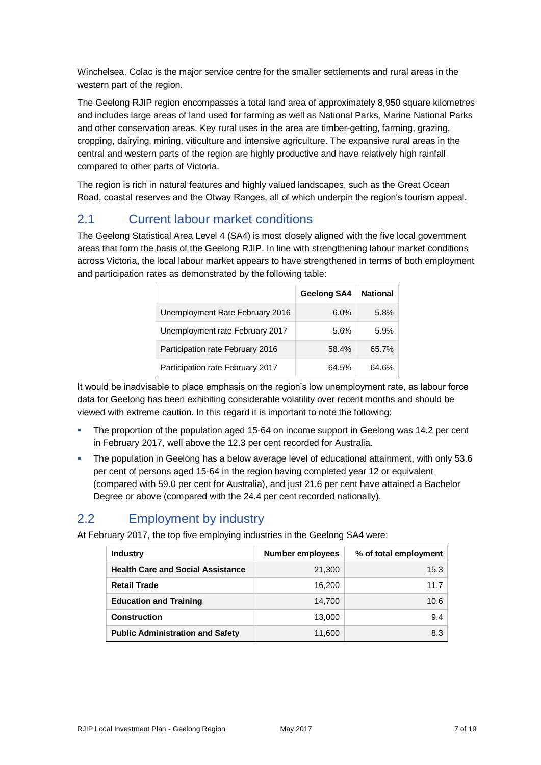Winchelsea. Colac is the major service centre for the smaller settlements and rural areas in the western part of the region.

The Geelong RJIP region encompasses a total land area of approximately 8,950 square kilometres and includes large areas of land used for farming as well as National Parks, Marine National Parks and other conservation areas. Key rural uses in the area are timber-getting, farming, grazing, cropping, dairying, mining, viticulture and intensive agriculture. The expansive rural areas in the central and western parts of the region are highly productive and have relatively high rainfall compared to other parts of Victoria.

The region is rich in natural features and highly valued landscapes, such as the Great Ocean Road, coastal reserves and the Otway Ranges, all of which underpin the region's tourism appeal.

## 2.1 Current labour market conditions

The Geelong Statistical Area Level 4 (SA4) is most closely aligned with the five local government areas that form the basis of the Geelong RJIP. In line with strengthening labour market conditions across Victoria, the local labour market appears to have strengthened in terms of both employment and participation rates as demonstrated by the following table:

| | Geelong SA4 | National |
|---|---|---|
| Unemployment Rate February 2016 | 6.0% | 5.8% |
| Unemployment rate February 2017 | 5.6% | 5.9% |
| Participation rate February 2016 | 58.4% | 65.7% |
| Participation rate February 2017 | 64.5% | 64.6% |

It would be inadvisable to place emphasis on the region's low unemployment rate, as labour force data for Geelong has been exhibiting considerable volatility over recent months and should be viewed with extreme caution. In this regard it is important to note the following:

- The proportion of the population aged 15-64 on income support in Geelong was 14.2 per cent in February 2017, well above the 12.3 per cent recorded for Australia.
- The population in Geelong has a below average level of educational attainment, with only 53.6 per cent of persons aged 15-64 in the region having completed year 12 or equivalent (compared with 59.0 per cent for Australia), and just 21.6 per cent have attained a Bachelor Degree or above (compared with the 24.4 per cent recorded nationally).

## 2.2 Employment by industry

At February 2017, the top five employing industries in the Geelong SA4 were:

| Industry | Number employees | % of total employment |
|---|---|---|
| **Health Care and Social Assistance** | 21,300 | 15.3 |
| **Retail Trade** | 16,200 | 11.7 |
| **Education and Training** | 14,700 | 10.6 |
| **Construction** | 13,000 | 9.4 |
| **Public Administration and Safety** | 11,600 | 8.3 |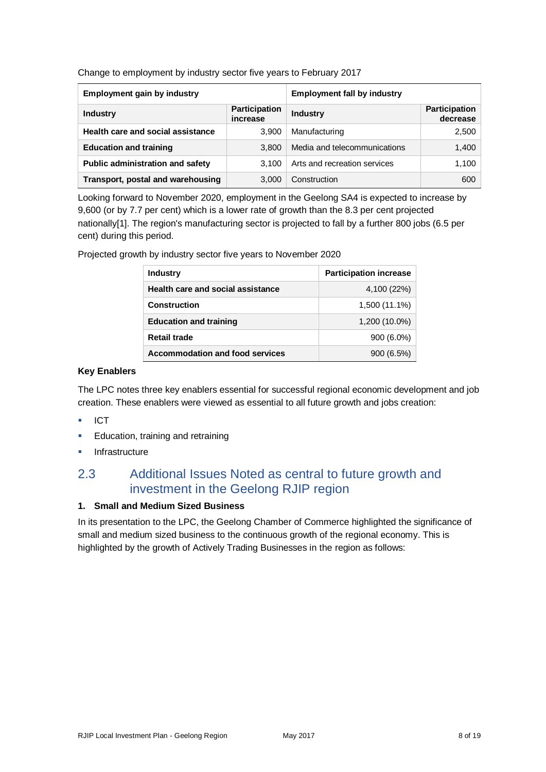Change to employment by industry sector five years to February 2017

| Employment gain by industry | | Employment fall by industry | |
|---|---|---|---|
| **Industry** | **Participation increase** | **Industry** | **Participation decrease** |
| **Health care and social assistance** | 3,900 | Manufacturing | 2,500 |
| **Education and training** | 3,800 | Media and telecommunications | 1,400 |
| **Public administration and safety** | 3,100 | Arts and recreation services | 1,100 |
| **Transport, postal and warehousing** | 3,000 | Construction | 600 |

Looking forward to November 2020, employment in the Geelong SA4 is expected to increase by 9,600 (or by 7.7 per cent) which is a lower rate of growth than the 8.3 per cent projected nationally[1]. The region's manufacturing sector is projected to fall by a further 800 jobs (6.5 per cent) during this period.

Projected growth by industry sector five years to November 2020

| Industry | Participation increase |
|---|---|
| **Health care and social assistance** | 4,100 (22%) |
| **Construction** | 1,500 (11.1%) |
| **Education and training** | 1,200 (10.0%) |
| **Retail trade** | 900 (6.0%) |
| **Accommodation and food services** | 900 (6.5%) |

**Key Enablers**

The LPC notes three key enablers essential for successful regional economic development and job creation. These enablers were viewed as essential to all future growth and jobs creation:

- ICT
- Education, training and retraining
- Infrastructure

## 2.3 Additional Issues Noted as central to future growth and investment in the Geelong RJIP region

**1. Small and Medium Sized Business**

In its presentation to the LPC, the Geelong Chamber of Commerce highlighted the significance of small and medium sized business to the continuous growth of the regional economy. This is highlighted by the growth of Actively Trading Businesses in the region as follows: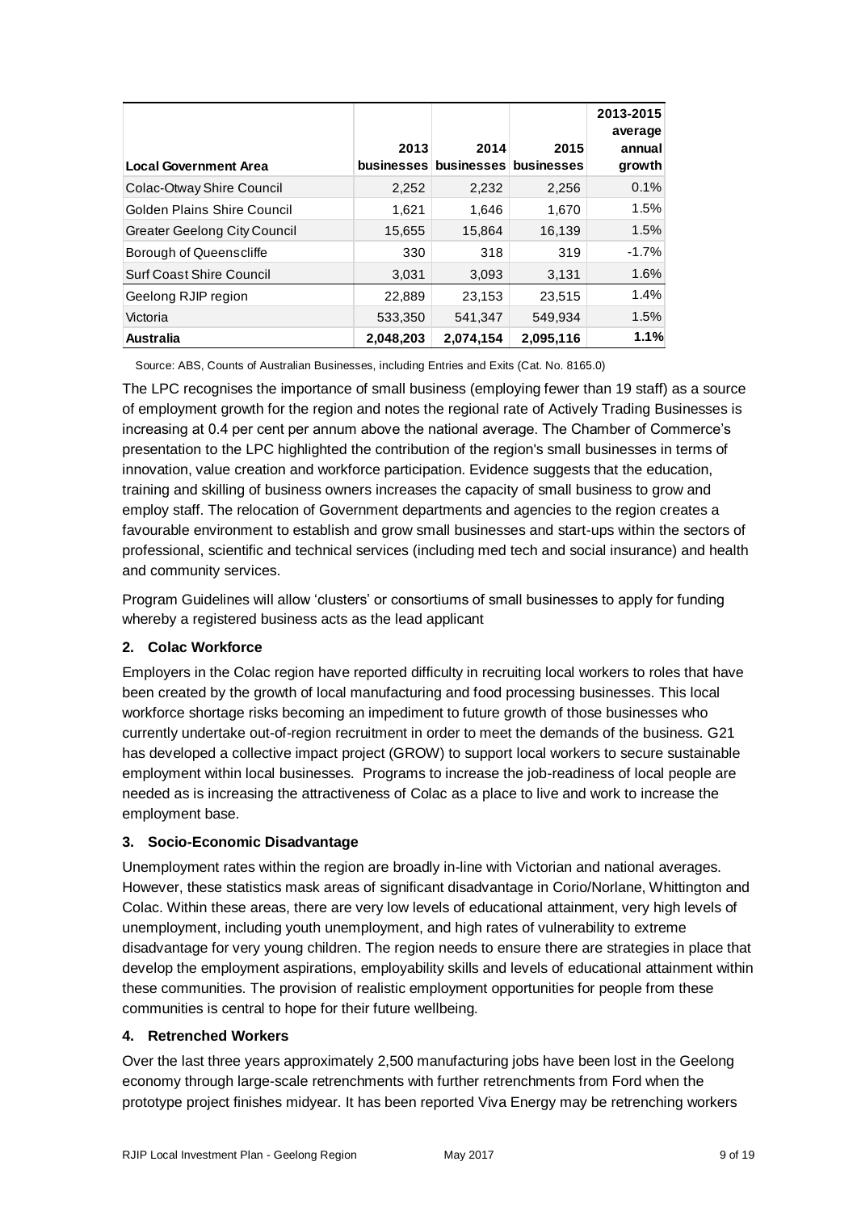| Local Government Area | 2013 businesses | 2014 businesses | 2015 businesses | 2013-2015 average annual growth |
|---|---|---|---|---|
| Colac-Otway Shire Council | 2,252 | 2,232 | 2,256 | 0.1% |
| Golden Plains Shire Council | 1,621 | 1,646 | 1,670 | 1.5% |
| Greater Geelong City Council | 15,655 | 15,864 | 16,139 | 1.5% |
| Borough of Queenscliffe | 330 | 318 | 319 | -1.7% |
| Surf Coast Shire Council | 3,031 | 3,093 | 3,131 | 1.6% |
| Geelong RJIP region | 22,889 | 23,153 | 23,515 | 1.4% |
| Victoria | 533,350 | 541,347 | 549,934 | 1.5% |
| **Australia** | **2,048,203** | **2,074,154** | **2,095,116** | **1.1%** |

Source: ABS, Counts of Australian Businesses, including Entries and Exits (Cat. No. 8165.0)

The LPC recognises the importance of small business (employing fewer than 19 staff) as a source of employment growth for the region and notes the regional rate of Actively Trading Businesses is increasing at 0.4 per cent per annum above the national average. The Chamber of Commerce's presentation to the LPC highlighted the contribution of the region's small businesses in terms of innovation, value creation and workforce participation. Evidence suggests that the education, training and skilling of business owners increases the capacity of small business to grow and employ staff. The relocation of Government departments and agencies to the region creates a favourable environment to establish and grow small businesses and start-ups within the sectors of professional, scientific and technical services (including med tech and social insurance) and health and community services.

Program Guidelines will allow 'clusters' or consortiums of small businesses to apply for funding whereby a registered business acts as the lead applicant

### 2. Colac Workforce

Employers in the Colac region have reported difficulty in recruiting local workers to roles that have been created by the growth of local manufacturing and food processing businesses. This local workforce shortage risks becoming an impediment to future growth of those businesses who currently undertake out-of-region recruitment in order to meet the demands of the business. G21 has developed a collective impact project (GROW) to support local workers to secure sustainable employment within local businesses. Programs to increase the job-readiness of local people are needed as is increasing the attractiveness of Colac as a place to live and work to increase the employment base.

### 3. Socio-Economic Disadvantage

Unemployment rates within the region are broadly in-line with Victorian and national averages. However, these statistics mask areas of significant disadvantage in Corio/Norlane, Whittington and Colac. Within these areas, there are very low levels of educational attainment, very high levels of unemployment, including youth unemployment, and high rates of vulnerability to extreme disadvantage for very young children. The region needs to ensure there are strategies in place that develop the employment aspirations, employability skills and levels of educational attainment within these communities. The provision of realistic employment opportunities for people from these communities is central to hope for their future wellbeing.

### 4. Retrenched Workers

Over the last three years approximately 2,500 manufacturing jobs have been lost in the Geelong economy through large-scale retrenchments with further retrenchments from Ford when the prototype project finishes midyear. It has been reported Viva Energy may be retrenching workers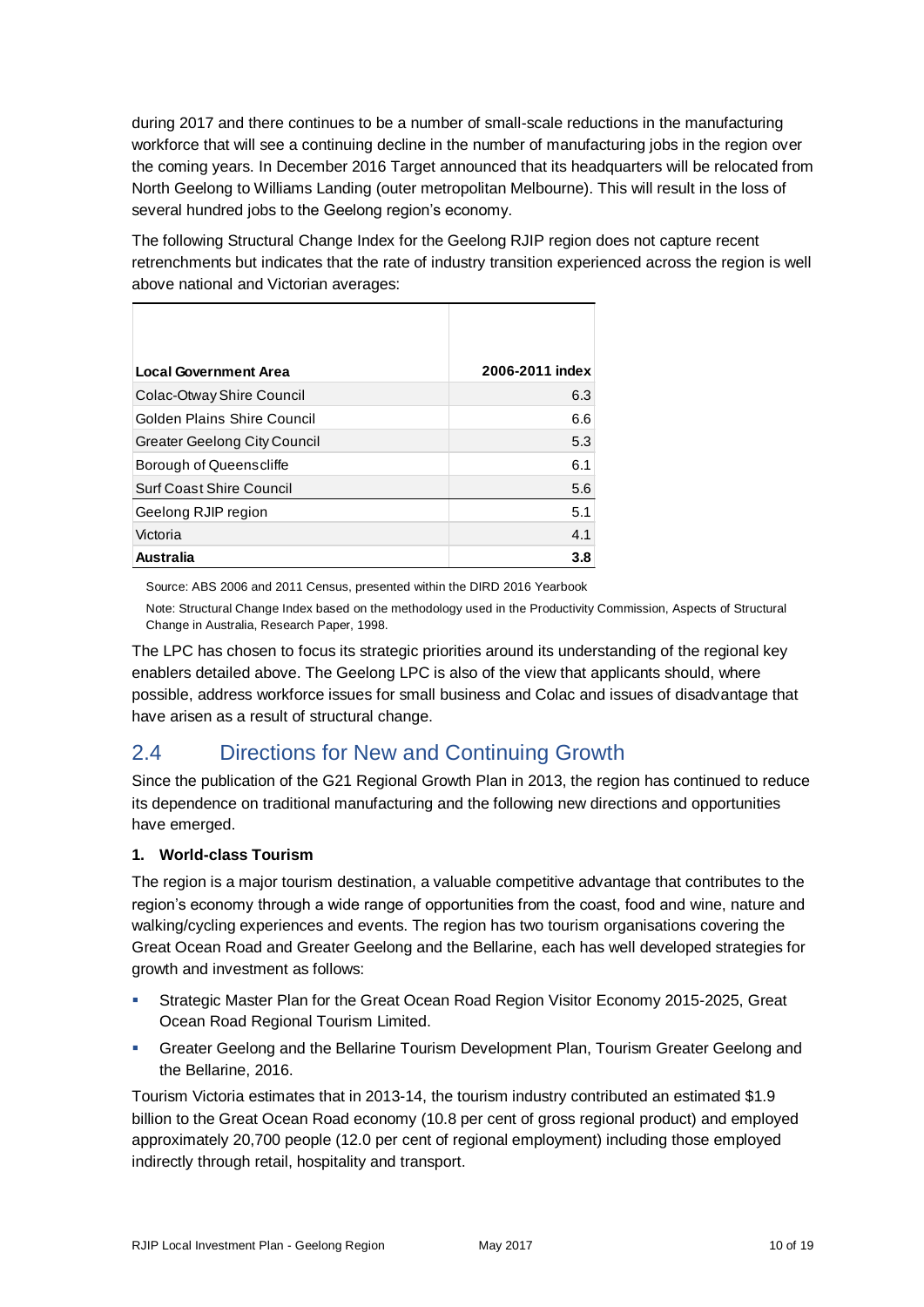during 2017 and there continues to be a number of small-scale reductions in the manufacturing workforce that will see a continuing decline in the number of manufacturing jobs in the region over the coming years. In December 2016 Target announced that its headquarters will be relocated from North Geelong to Williams Landing (outer metropolitan Melbourne). This will result in the loss of several hundred jobs to the Geelong region's economy.

The following Structural Change Index for the Geelong RJIP region does not capture recent retrenchments but indicates that the rate of industry transition experienced across the region is well above national and Victorian averages:

| Local Government Area | 2006-2011 index |
|---|---|
| Colac-Otway Shire Council | 6.3 |
| Golden Plains Shire Council | 6.6 |
| Greater Geelong City Council | 5.3 |
| Borough of Queenscliffe | 6.1 |
| Surf Coast Shire Council | 5.6 |
| Geelong RJIP region | 5.1 |
| Victoria | 4.1 |
| **Australia** | **3.8** |

Source: ABS 2006 and 2011 Census, presented within the DIRD 2016 Yearbook

Note: Structural Change Index based on the methodology used in the Productivity Commission, Aspects of Structural Change in Australia, Research Paper, 1998.

The LPC has chosen to focus its strategic priorities around its understanding of the regional key enablers detailed above. The Geelong LPC is also of the view that applicants should, where possible, address workforce issues for small business and Colac and issues of disadvantage that have arisen as a result of structural change.

## 2.4 Directions for New and Continuing Growth

Since the publication of the G21 Regional Growth Plan in 2013, the region has continued to reduce its dependence on traditional manufacturing and the following new directions and opportunities have emerged.

**1. World-class Tourism**

The region is a major tourism destination, a valuable competitive advantage that contributes to the region's economy through a wide range of opportunities from the coast, food and wine, nature and walking/cycling experiences and events. The region has two tourism organisations covering the Great Ocean Road and Greater Geelong and the Bellarine, each has well developed strategies for growth and investment as follows:

- Strategic Master Plan for the Great Ocean Road Region Visitor Economy 2015-2025, Great Ocean Road Regional Tourism Limited.
- Greater Geelong and the Bellarine Tourism Development Plan, Tourism Greater Geelong and the Bellarine, 2016.

Tourism Victoria estimates that in 2013-14, the tourism industry contributed an estimated $1.9 billion to the Great Ocean Road economy (10.8 per cent of gross regional product) and employed approximately 20,700 people (12.0 per cent of regional employment) including those employed indirectly through retail, hospitality and transport.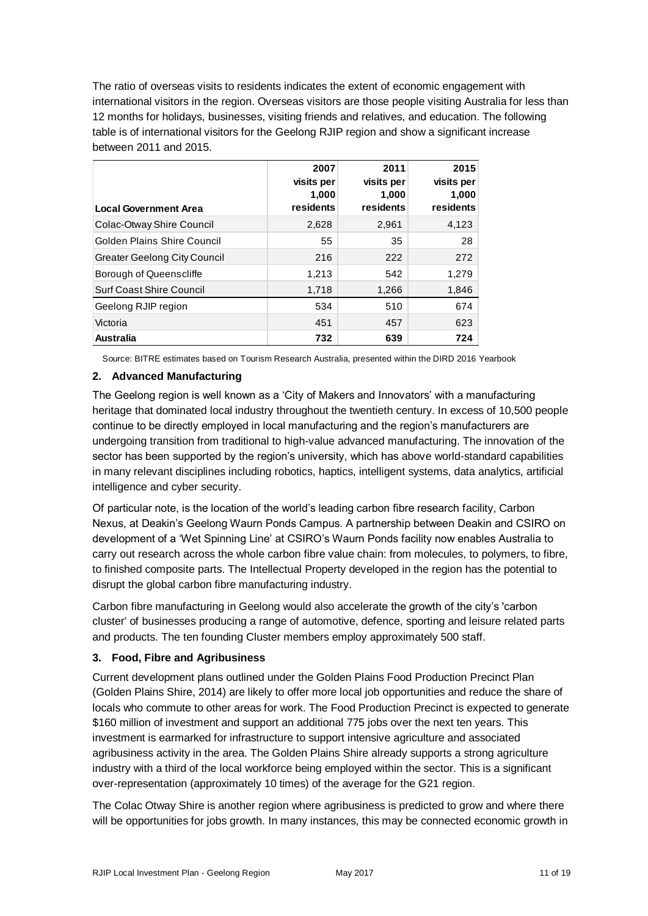The ratio of overseas visits to residents indicates the extent of economic engagement with international visitors in the region. Overseas visitors are those people visiting Australia for less than 12 months for holidays, businesses, visiting friends and relatives, and education. The following table is of international visitors for the Geelong RJIP region and show a significant increase between 2011 and 2015.

| Local Government Area | 2007 visits per 1,000 residents | 2011 visits per 1,000 residents | 2015 visits per 1,000 residents |
|---|---|---|---|
| Colac-Otway Shire Council | 2,628 | 2,961 | 4,123 |
| Golden Plains Shire Council | 55 | 35 | 28 |
| Greater Geelong City Council | 216 | 222 | 272 |
| Borough of Queenscliffe | 1,213 | 542 | 1,279 |
| Surf Coast Shire Council | 1,718 | 1,266 | 1,846 |
| Geelong RJIP region | 534 | 510 | 674 |
| Victoria | 451 | 457 | 623 |
| **Australia** | **732** | **639** | **724** |

Source: BITRE estimates based on Tourism Research Australia, presented within the DIRD 2016 Yearbook

### 2. Advanced Manufacturing

The Geelong region is well known as a 'City of Makers and Innovators' with a manufacturing heritage that dominated local industry throughout the twentieth century. In excess of 10,500 people continue to be directly employed in local manufacturing and the region's manufacturers are undergoing transition from traditional to high-value advanced manufacturing. The innovation of the sector has been supported by the region's university, which has above world-standard capabilities in many relevant disciplines including robotics, haptics, intelligent systems, data analytics, artificial intelligence and cyber security.

Of particular note, is the location of the world's leading carbon fibre research facility, Carbon Nexus, at Deakin's Geelong Waurn Ponds Campus. A partnership between Deakin and CSIRO on development of a 'Wet Spinning Line' at CSIRO's Waurn Ponds facility now enables Australia to carry out research across the whole carbon fibre value chain: from molecules, to polymers, to fibre, to finished composite parts. The Intellectual Property developed in the region has the potential to disrupt the global carbon fibre manufacturing industry.

Carbon fibre manufacturing in Geelong would also accelerate the growth of the city's 'carbon cluster' of businesses producing a range of automotive, defence, sporting and leisure related parts and products. The ten founding Cluster members employ approximately 500 staff.

### 3. Food, Fibre and Agribusiness

Current development plans outlined under the Golden Plains Food Production Precinct Plan (Golden Plains Shire, 2014) are likely to offer more local job opportunities and reduce the share of locals who commute to other areas for work. The Food Production Precinct is expected to generate $160 million of investment and support an additional 775 jobs over the next ten years. This investment is earmarked for infrastructure to support intensive agriculture and associated agribusiness activity in the area. The Golden Plains Shire already supports a strong agriculture industry with a third of the local workforce being employed within the sector. This is a significant over-representation (approximately 10 times) of the average for the G21 region.

The Colac Otway Shire is another region where agribusiness is predicted to grow and where there will be opportunities for jobs growth. In many instances, this may be connected economic growth in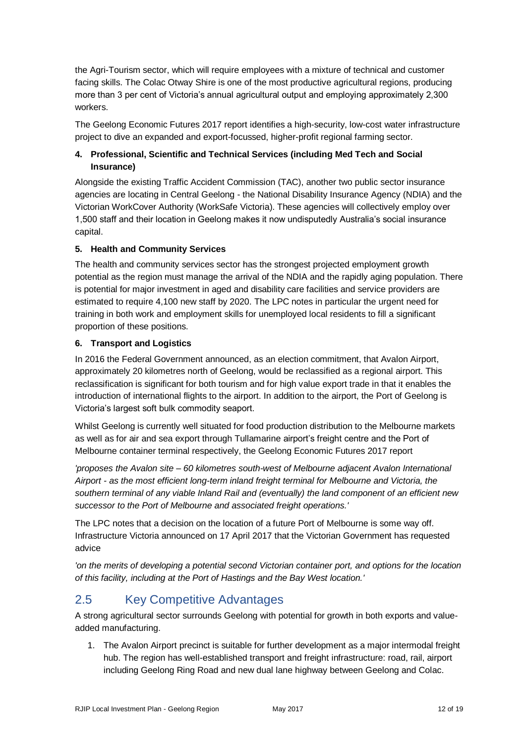the Agri-Tourism sector, which will require employees with a mixture of technical and customer facing skills. The Colac Otway Shire is one of the most productive agricultural regions, producing more than 3 per cent of Victoria's annual agricultural output and employing approximately 2,300 workers.

The Geelong Economic Futures 2017 report identifies a high-security, low-cost water infrastructure project to dive an expanded and export-focussed, higher-profit regional farming sector.

**4. Professional, Scientific and Technical Services (including Med Tech and Social Insurance)**

Alongside the existing Traffic Accident Commission (TAC), another two public sector insurance agencies are locating in Central Geelong - the National Disability Insurance Agency (NDIA) and the Victorian WorkCover Authority (WorkSafe Victoria). These agencies will collectively employ over 1,500 staff and their location in Geelong makes it now undisputedly Australia's social insurance capital.

**5. Health and Community Services**

The health and community services sector has the strongest projected employment growth potential as the region must manage the arrival of the NDIA and the rapidly aging population. There is potential for major investment in aged and disability care facilities and service providers are estimated to require 4,100 new staff by 2020. The LPC notes in particular the urgent need for training in both work and employment skills for unemployed local residents to fill a significant proportion of these positions.

**6. Transport and Logistics**

In 2016 the Federal Government announced, as an election commitment, that Avalon Airport, approximately 20 kilometres north of Geelong, would be reclassified as a regional airport. This reclassification is significant for both tourism and for high value export trade in that it enables the introduction of international flights to the airport. In addition to the airport, the Port of Geelong is Victoria's largest soft bulk commodity seaport.

Whilst Geelong is currently well situated for food production distribution to the Melbourne markets as well as for air and sea export through Tullamarine airport's freight centre and the Port of Melbourne container terminal respectively, the Geelong Economic Futures 2017 report

*'proposes the Avalon site – 60 kilometres south-west of Melbourne adjacent Avalon International Airport - as the most efficient long-term inland freight terminal for Melbourne and Victoria, the southern terminal of any viable Inland Rail and (eventually) the land component of an efficient new successor to the Port of Melbourne and associated freight operations.'*

The LPC notes that a decision on the location of a future Port of Melbourne is some way off. Infrastructure Victoria announced on 17 April 2017 that the Victorian Government has requested advice

*'on the merits of developing a potential second Victorian container port, and options for the location of this facility, including at the Port of Hastings and the Bay West location.'*

## 2.5 Key Competitive Advantages

A strong agricultural sector surrounds Geelong with potential for growth in both exports and value-added manufacturing.

1. The Avalon Airport precinct is suitable for further development as a major intermodal freight hub. The region has well-established transport and freight infrastructure: road, rail, airport including Geelong Ring Road and new dual lane highway between Geelong and Colac.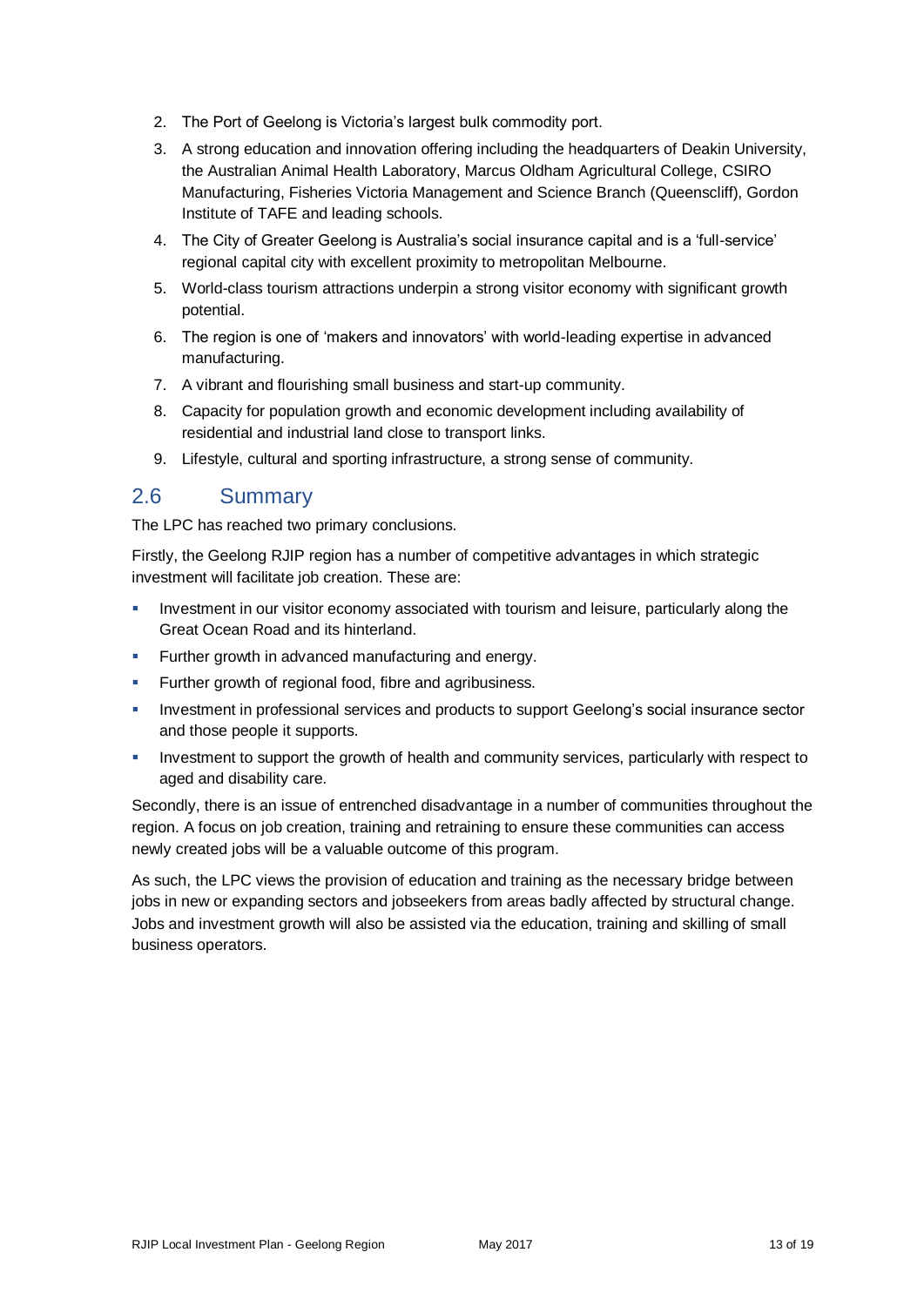2. The Port of Geelong is Victoria's largest bulk commodity port.
3. A strong education and innovation offering including the headquarters of Deakin University, the Australian Animal Health Laboratory, Marcus Oldham Agricultural College, CSIRO Manufacturing, Fisheries Victoria Management and Science Branch (Queenscliff), Gordon Institute of TAFE and leading schools.
4. The City of Greater Geelong is Australia's social insurance capital and is a 'full-service' regional capital city with excellent proximity to metropolitan Melbourne.
5. World-class tourism attractions underpin a strong visitor economy with significant growth potential.
6. The region is one of 'makers and innovators' with world-leading expertise in advanced manufacturing.
7. A vibrant and flourishing small business and start-up community.
8. Capacity for population growth and economic development including availability of residential and industrial land close to transport links.
9. Lifestyle, cultural and sporting infrastructure, a strong sense of community.

## 2.6 Summary

The LPC has reached two primary conclusions.

Firstly, the Geelong RJIP region has a number of competitive advantages in which strategic investment will facilitate job creation. These are:

- Investment in our visitor economy associated with tourism and leisure, particularly along the Great Ocean Road and its hinterland.
- Further growth in advanced manufacturing and energy.
- Further growth of regional food, fibre and agribusiness.
- Investment in professional services and products to support Geelong's social insurance sector and those people it supports.
- Investment to support the growth of health and community services, particularly with respect to aged and disability care.

Secondly, there is an issue of entrenched disadvantage in a number of communities throughout the region. A focus on job creation, training and retraining to ensure these communities can access newly created jobs will be a valuable outcome of this program.

As such, the LPC views the provision of education and training as the necessary bridge between jobs in new or expanding sectors and jobseekers from areas badly affected by structural change. Jobs and investment growth will also be assisted via the education, training and skilling of small business operators.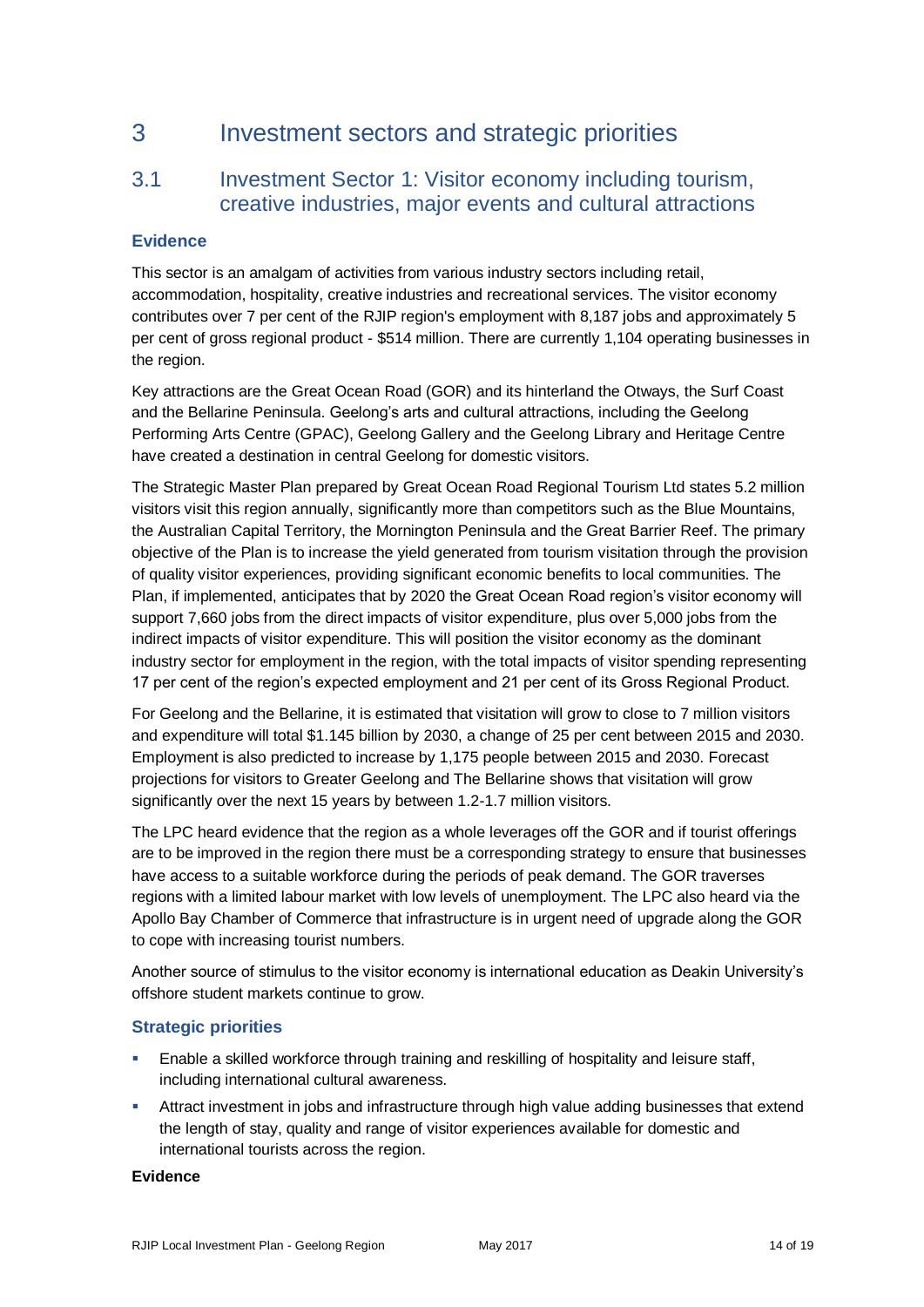# 3 Investment sectors and strategic priorities

## 3.1 Investment Sector 1: Visitor economy including tourism, creative industries, major events and cultural attractions

### Evidence

This sector is an amalgam of activities from various industry sectors including retail, accommodation, hospitality, creative industries and recreational services. The visitor economy contributes over 7 per cent of the RJIP region's employment with 8,187 jobs and approximately 5 per cent of gross regional product - $514 million. There are currently 1,104 operating businesses in the region.

Key attractions are the Great Ocean Road (GOR) and its hinterland the Otways, the Surf Coast and the Bellarine Peninsula. Geelong's arts and cultural attractions, including the Geelong Performing Arts Centre (GPAC), Geelong Gallery and the Geelong Library and Heritage Centre have created a destination in central Geelong for domestic visitors.

The Strategic Master Plan prepared by Great Ocean Road Regional Tourism Ltd states 5.2 million visitors visit this region annually, significantly more than competitors such as the Blue Mountains, the Australian Capital Territory, the Mornington Peninsula and the Great Barrier Reef. The primary objective of the Plan is to increase the yield generated from tourism visitation through the provision of quality visitor experiences, providing significant economic benefits to local communities. The Plan, if implemented, anticipates that by 2020 the Great Ocean Road region's visitor economy will support 7,660 jobs from the direct impacts of visitor expenditure, plus over 5,000 jobs from the indirect impacts of visitor expenditure. This will position the visitor economy as the dominant industry sector for employment in the region, with the total impacts of visitor spending representing 17 per cent of the region's expected employment and 21 per cent of its Gross Regional Product.

For Geelong and the Bellarine, it is estimated that visitation will grow to close to 7 million visitors and expenditure will total $1.145 billion by 2030, a change of 25 per cent between 2015 and 2030. Employment is also predicted to increase by 1,175 people between 2015 and 2030. Forecast projections for visitors to Greater Geelong and The Bellarine shows that visitation will grow significantly over the next 15 years by between 1.2-1.7 million visitors.

The LPC heard evidence that the region as a whole leverages off the GOR and if tourist offerings are to be improved in the region there must be a corresponding strategy to ensure that businesses have access to a suitable workforce during the periods of peak demand. The GOR traverses regions with a limited labour market with low levels of unemployment. The LPC also heard via the Apollo Bay Chamber of Commerce that infrastructure is in urgent need of upgrade along the GOR to cope with increasing tourist numbers.

Another source of stimulus to the visitor economy is international education as Deakin University's offshore student markets continue to grow.

### Strategic priorities

- Enable a skilled workforce through training and reskilling of hospitality and leisure staff, including international cultural awareness.
- Attract investment in jobs and infrastructure through high value adding businesses that extend the length of stay, quality and range of visitor experiences available for domestic and international tourists across the region.

**Evidence**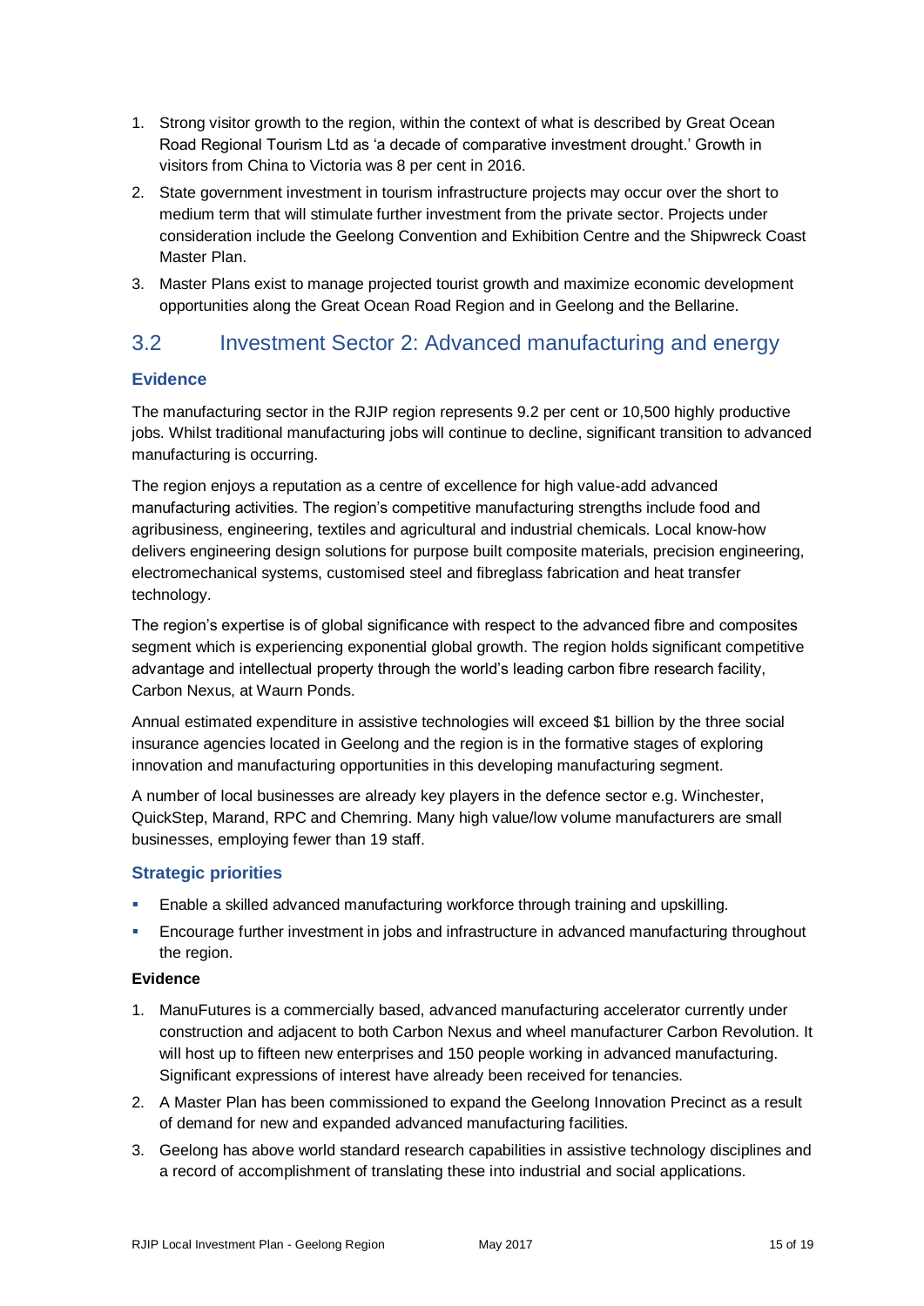1. Strong visitor growth to the region, within the context of what is described by Great Ocean Road Regional Tourism Ltd as 'a decade of comparative investment drought.' Growth in visitors from China to Victoria was 8 per cent in 2016.
2. State government investment in tourism infrastructure projects may occur over the short to medium term that will stimulate further investment from the private sector. Projects under consideration include the Geelong Convention and Exhibition Centre and the Shipwreck Coast Master Plan.
3. Master Plans exist to manage projected tourist growth and maximize economic development opportunities along the Great Ocean Road Region and in Geelong and the Bellarine.

## 3.2 Investment Sector 2: Advanced manufacturing and energy

### Evidence

The manufacturing sector in the RJIP region represents 9.2 per cent or 10,500 highly productive jobs. Whilst traditional manufacturing jobs will continue to decline, significant transition to advanced manufacturing is occurring.

The region enjoys a reputation as a centre of excellence for high value-add advanced manufacturing activities. The region's competitive manufacturing strengths include food and agribusiness, engineering, textiles and agricultural and industrial chemicals. Local know-how delivers engineering design solutions for purpose built composite materials, precision engineering, electromechanical systems, customised steel and fibreglass fabrication and heat transfer technology.

The region's expertise is of global significance with respect to the advanced fibre and composites segment which is experiencing exponential global growth. The region holds significant competitive advantage and intellectual property through the world's leading carbon fibre research facility, Carbon Nexus, at Waurn Ponds.

Annual estimated expenditure in assistive technologies will exceed $1 billion by the three social insurance agencies located in Geelong and the region is in the formative stages of exploring innovation and manufacturing opportunities in this developing manufacturing segment.

A number of local businesses are already key players in the defence sector e.g. Winchester, QuickStep, Marand, RPC and Chemring. Many high value/low volume manufacturers are small businesses, employing fewer than 19 staff.

### Strategic priorities

- Enable a skilled advanced manufacturing workforce through training and upskilling.
- Encourage further investment in jobs and infrastructure in advanced manufacturing throughout the region.

**Evidence**

1. ManuFutures is a commercially based, advanced manufacturing accelerator currently under construction and adjacent to both Carbon Nexus and wheel manufacturer Carbon Revolution. It will host up to fifteen new enterprises and 150 people working in advanced manufacturing. Significant expressions of interest have already been received for tenancies.
2. A Master Plan has been commissioned to expand the Geelong Innovation Precinct as a result of demand for new and expanded advanced manufacturing facilities.
3. Geelong has above world standard research capabilities in assistive technology disciplines and a record of accomplishment of translating these into industrial and social applications.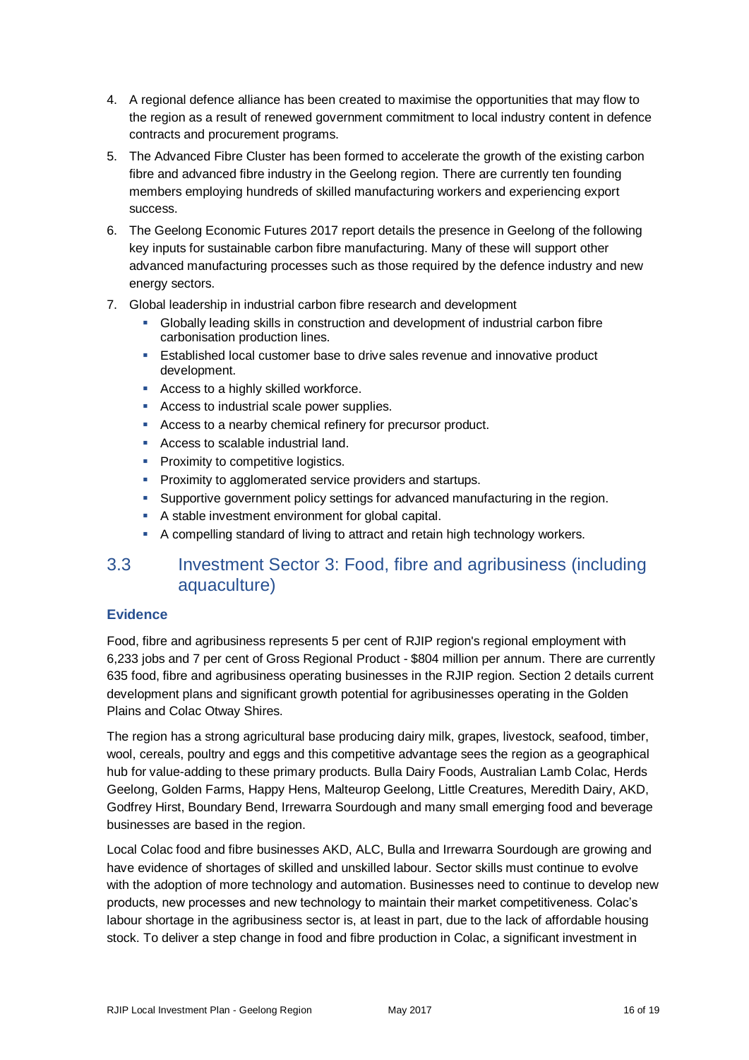4. A regional defence alliance has been created to maximise the opportunities that may flow to the region as a result of renewed government commitment to local industry content in defence contracts and procurement programs.
5. The Advanced Fibre Cluster has been formed to accelerate the growth of the existing carbon fibre and advanced fibre industry in the Geelong region. There are currently ten founding members employing hundreds of skilled manufacturing workers and experiencing export success.
6. The Geelong Economic Futures 2017 report details the presence in Geelong of the following key inputs for sustainable carbon fibre manufacturing. Many of these will support other advanced manufacturing processes such as those required by the defence industry and new energy sectors.
7. Global leadership in industrial carbon fibre research and development
   - Globally leading skills in construction and development of industrial carbon fibre carbonisation production lines.
   - Established local customer base to drive sales revenue and innovative product development.
   - Access to a highly skilled workforce.
   - Access to industrial scale power supplies.
   - Access to a nearby chemical refinery for precursor product.
   - Access to scalable industrial land.
   - Proximity to competitive logistics.
   - Proximity to agglomerated service providers and startups.
   - Supportive government policy settings for advanced manufacturing in the region.
   - A stable investment environment for global capital.
   - A compelling standard of living to attract and retain high technology workers.

## 3.3 Investment Sector 3: Food, fibre and agribusiness (including aquaculture)

### Evidence

Food, fibre and agribusiness represents 5 per cent of RJIP region's regional employment with 6,233 jobs and 7 per cent of Gross Regional Product - $804 million per annum. There are currently 635 food, fibre and agribusiness operating businesses in the RJIP region. Section 2 details current development plans and significant growth potential for agribusinesses operating in the Golden Plains and Colac Otway Shires.

The region has a strong agricultural base producing dairy milk, grapes, livestock, seafood, timber, wool, cereals, poultry and eggs and this competitive advantage sees the region as a geographical hub for value-adding to these primary products. Bulla Dairy Foods, Australian Lamb Colac, Herds Geelong, Golden Farms, Happy Hens, Malteurop Geelong, Little Creatures, Meredith Dairy, AKD, Godfrey Hirst, Boundary Bend, Irrewarra Sourdough and many small emerging food and beverage businesses are based in the region.

Local Colac food and fibre businesses AKD, ALC, Bulla and Irrewarra Sourdough are growing and have evidence of shortages of skilled and unskilled labour. Sector skills must continue to evolve with the adoption of more technology and automation. Businesses need to continue to develop new products, new processes and new technology to maintain their market competitiveness. Colac's labour shortage in the agribusiness sector is, at least in part, due to the lack of affordable housing stock. To deliver a step change in food and fibre production in Colac, a significant investment in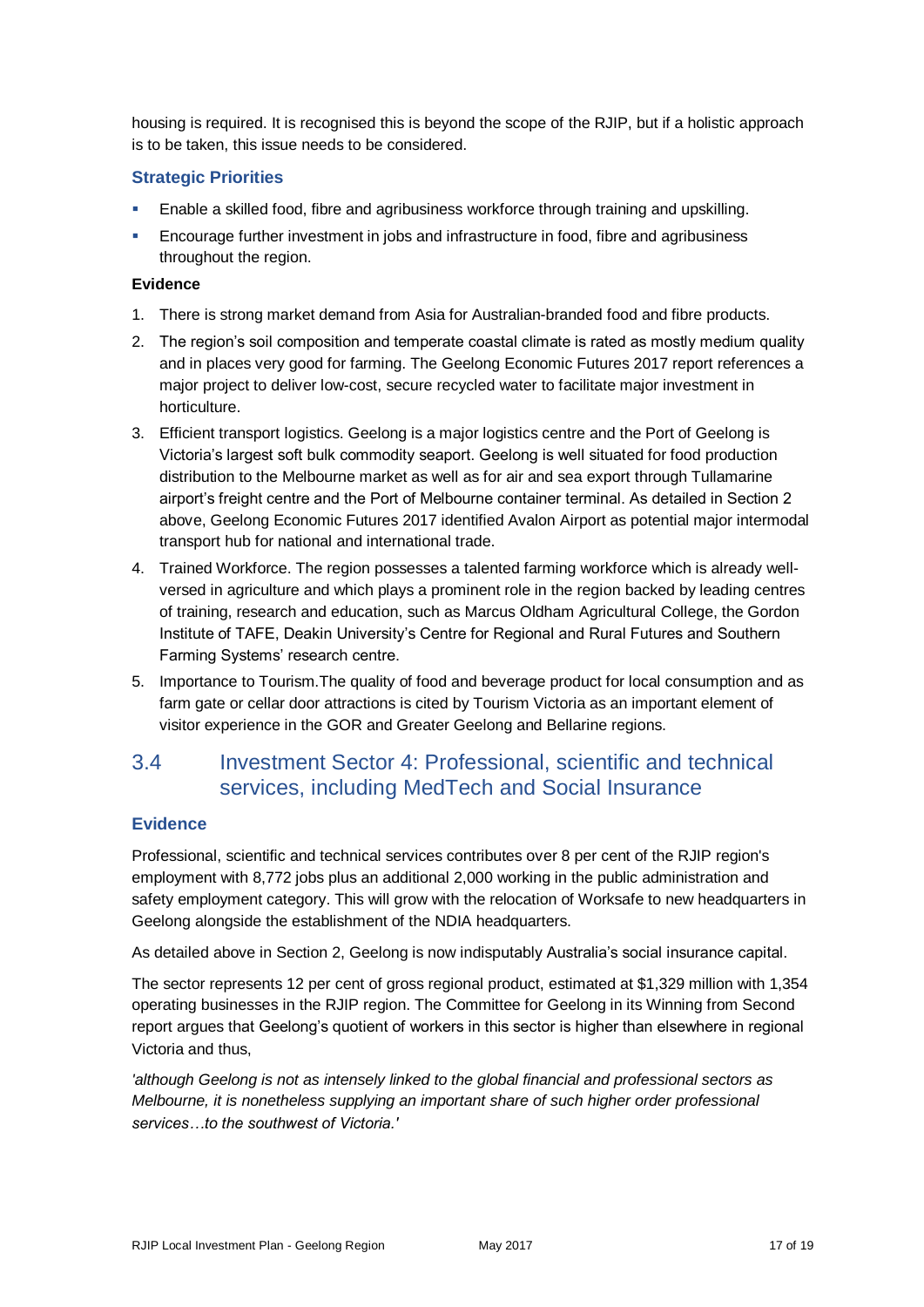housing is required. It is recognised this is beyond the scope of the RJIP, but if a holistic approach is to be taken, this issue needs to be considered.

### Strategic Priorities

- Enable a skilled food, fibre and agribusiness workforce through training and upskilling.
- Encourage further investment in jobs and infrastructure in food, fibre and agribusiness throughout the region.

**Evidence**

1. There is strong market demand from Asia for Australian-branded food and fibre products.
2. The region's soil composition and temperate coastal climate is rated as mostly medium quality and in places very good for farming. The Geelong Economic Futures 2017 report references a major project to deliver low-cost, secure recycled water to facilitate major investment in horticulture.
3. Efficient transport logistics. Geelong is a major logistics centre and the Port of Geelong is Victoria's largest soft bulk commodity seaport. Geelong is well situated for food production distribution to the Melbourne market as well as for air and sea export through Tullamarine airport's freight centre and the Port of Melbourne container terminal. As detailed in Section 2 above, Geelong Economic Futures 2017 identified Avalon Airport as potential major intermodal transport hub for national and international trade.
4. Trained Workforce. The region possesses a talented farming workforce which is already well-versed in agriculture and which plays a prominent role in the region backed by leading centres of training, research and education, such as Marcus Oldham Agricultural College, the Gordon Institute of TAFE, Deakin University's Centre for Regional and Rural Futures and Southern Farming Systems' research centre.
5. Importance to Tourism.The quality of food and beverage product for local consumption and as farm gate or cellar door attractions is cited by Tourism Victoria as an important element of visitor experience in the GOR and Greater Geelong and Bellarine regions.

## 3.4 Investment Sector 4: Professional, scientific and technical services, including MedTech and Social Insurance

### Evidence

Professional, scientific and technical services contributes over 8 per cent of the RJIP region's employment with 8,772 jobs plus an additional 2,000 working in the public administration and safety employment category. This will grow with the relocation of Worksafe to new headquarters in Geelong alongside the establishment of the NDIA headquarters.

As detailed above in Section 2, Geelong is now indisputably Australia's social insurance capital.

The sector represents 12 per cent of gross regional product, estimated at $1,329 million with 1,354 operating businesses in the RJIP region. The Committee for Geelong in its Winning from Second report argues that Geelong's quotient of workers in this sector is higher than elsewhere in regional Victoria and thus,

*'although Geelong is not as intensely linked to the global financial and professional sectors as Melbourne, it is nonetheless supplying an important share of such higher order professional services…to the southwest of Victoria.'*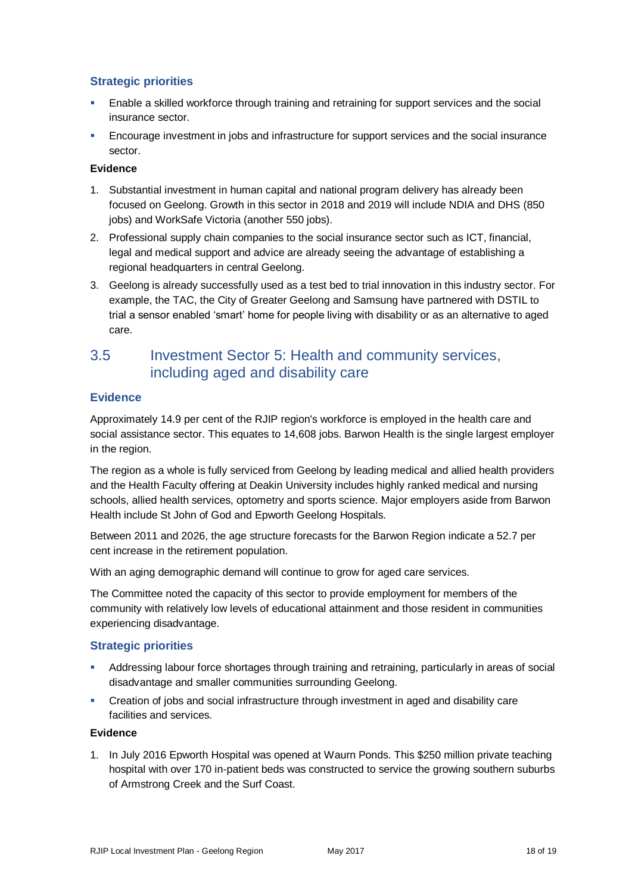### Strategic priorities

- Enable a skilled workforce through training and retraining for support services and the social insurance sector.
- Encourage investment in jobs and infrastructure for support services and the social insurance sector.

**Evidence**

1. Substantial investment in human capital and national program delivery has already been focused on Geelong. Growth in this sector in 2018 and 2019 will include NDIA and DHS (850 jobs) and WorkSafe Victoria (another 550 jobs).
2. Professional supply chain companies to the social insurance sector such as ICT, financial, legal and medical support and advice are already seeing the advantage of establishing a regional headquarters in central Geelong.
3. Geelong is already successfully used as a test bed to trial innovation in this industry sector. For example, the TAC, the City of Greater Geelong and Samsung have partnered with DSTIL to trial a sensor enabled 'smart' home for people living with disability or as an alternative to aged care.

## 3.5 Investment Sector 5: Health and community services, including aged and disability care

### Evidence

Approximately 14.9 per cent of the RJIP region's workforce is employed in the health care and social assistance sector. This equates to 14,608 jobs. Barwon Health is the single largest employer in the region.

The region as a whole is fully serviced from Geelong by leading medical and allied health providers and the Health Faculty offering at Deakin University includes highly ranked medical and nursing schools, allied health services, optometry and sports science. Major employers aside from Barwon Health include St John of God and Epworth Geelong Hospitals.

Between 2011 and 2026, the age structure forecasts for the Barwon Region indicate a 52.7 per cent increase in the retirement population.

With an aging demographic demand will continue to grow for aged care services.

The Committee noted the capacity of this sector to provide employment for members of the community with relatively low levels of educational attainment and those resident in communities experiencing disadvantage.

### Strategic priorities

- Addressing labour force shortages through training and retraining, particularly in areas of social disadvantage and smaller communities surrounding Geelong.
- Creation of jobs and social infrastructure through investment in aged and disability care facilities and services.

**Evidence**

1. In July 2016 Epworth Hospital was opened at Waurn Ponds. This $250 million private teaching hospital with over 170 in-patient beds was constructed to service the growing southern suburbs of Armstrong Creek and the Surf Coast.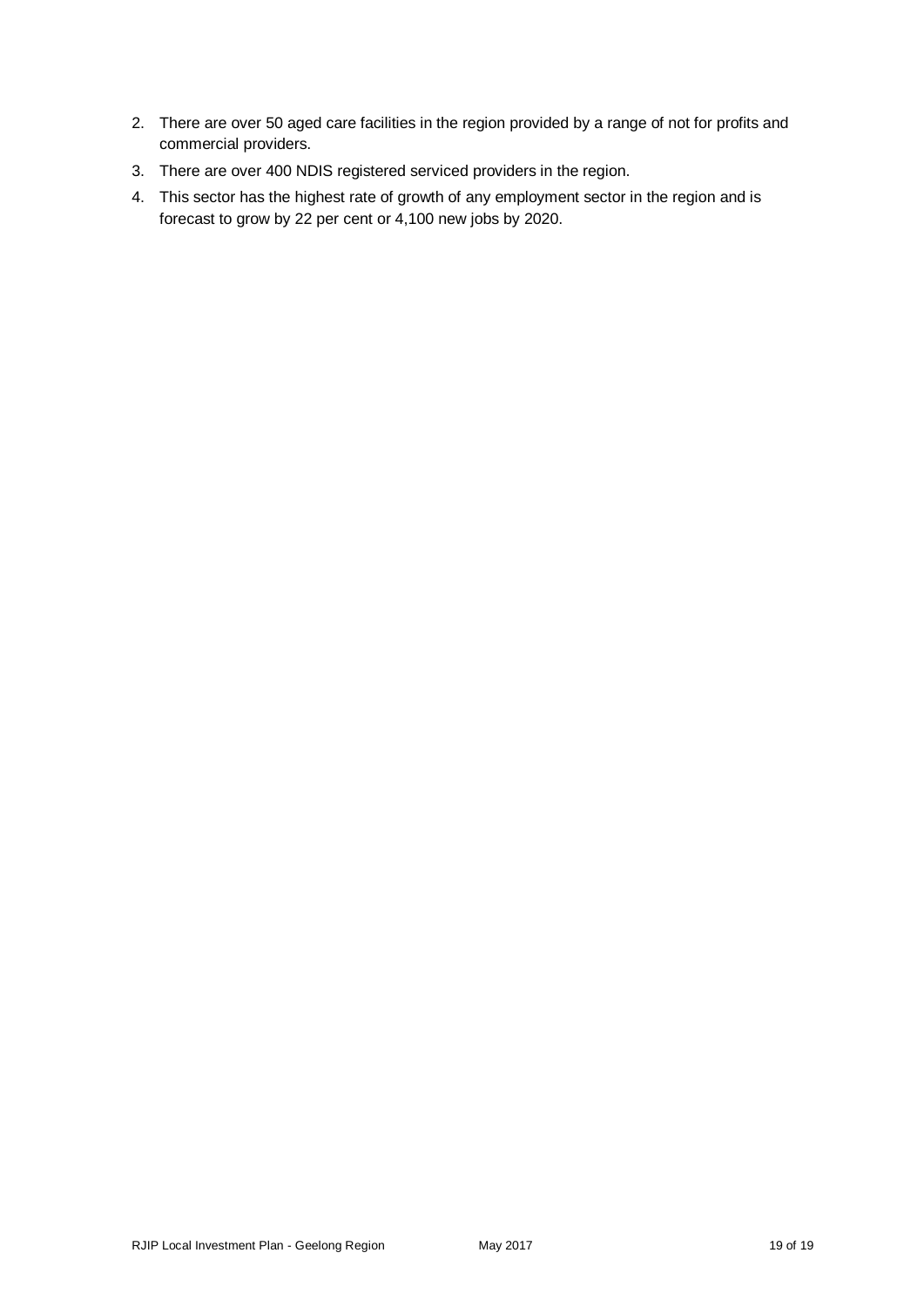2. There are over 50 aged care facilities in the region provided by a range of not for profits and commercial providers.
3. There are over 400 NDIS registered serviced providers in the region.
4. This sector has the highest rate of growth of any employment sector in the region and is forecast to grow by 22 per cent or 4,100 new jobs by 2020.